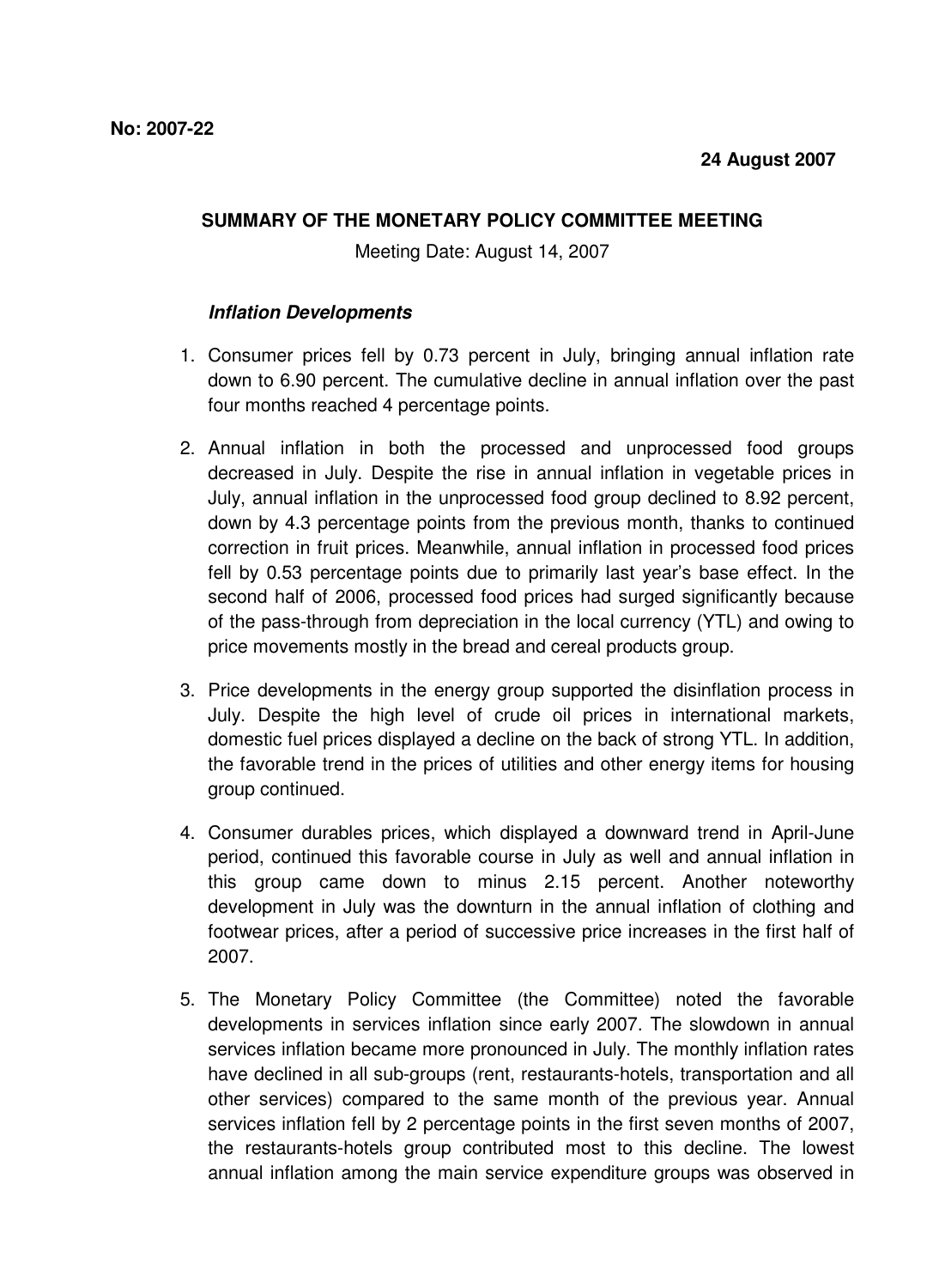**No: 2007-22**

**24 August 2007**

## SUMMARY OF THE MONETARY POLICY COMMITTEE MEETING

Meeting Date: August 14, 2007

### *Inflation Developments*

1. Consumer prices fell by 0.73 percent in July, bringing annual inflation rate down to 6.90 percent. The cumulative decline in annual inflation over the past four months reached 4 percentage points.

2. Annual inflation in both the processed and unprocessed food groups decreased in July. Despite the rise in annual inflation in vegetable prices in July, annual inflation in the unprocessed food group declined to 8.92 percent, down by 4.3 percentage points from the previous month, thanks to continued correction in fruit prices. Meanwhile, annual inflation in processed food prices fell by 0.53 percentage points due to primarily last year's base effect. In the second half of 2006, processed food prices had surged significantly because of the pass-through from depreciation in the local currency (YTL) and owing to price movements mostly in the bread and cereal products group.

3. Price developments in the energy group supported the disinflation process in July. Despite the high level of crude oil prices in international markets, domestic fuel prices displayed a decline on the back of strong YTL. In addition, the favorable trend in the prices of utilities and other energy items for housing group continued.

4. Consumer durables prices, which displayed a downward trend in April-June period, continued this favorable course in July as well and annual inflation in this group came down to minus 2.15 percent. Another noteworthy development in July was the downturn in the annual inflation of clothing and footwear prices, after a period of successive price increases in the first half of 2007.

5. The Monetary Policy Committee (the Committee) noted the favorable developments in services inflation since early 2007. The slowdown in annual services inflation became more pronounced in July. The monthly inflation rates have declined in all sub-groups (rent, restaurants-hotels, transportation and all other services) compared to the same month of the previous year. Annual services inflation fell by 2 percentage points in the first seven months of 2007, the restaurants-hotels group contributed most to this decline. The lowest annual inflation among the main service expenditure groups was observed in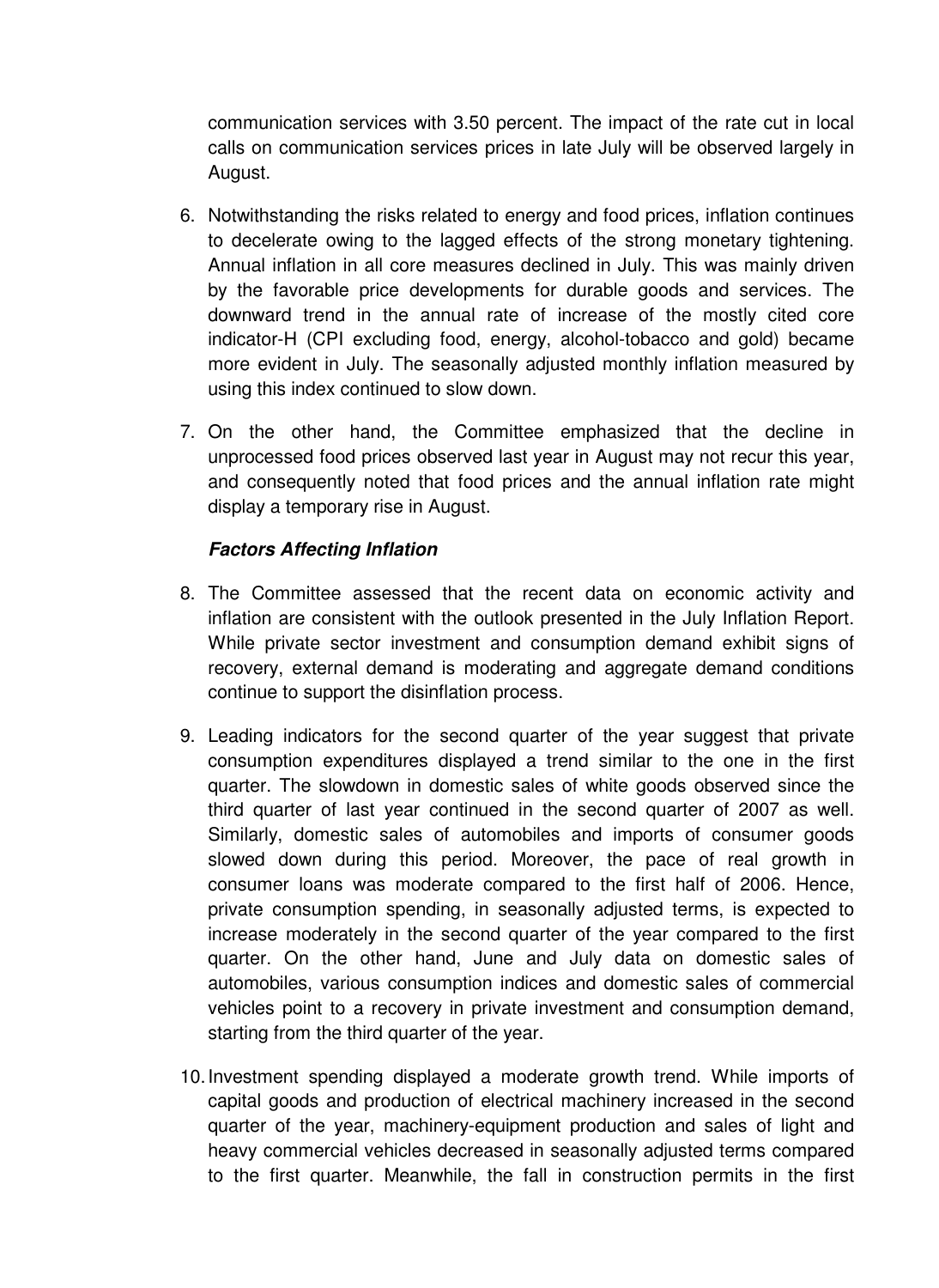communication services with 3.50 percent. The impact of the rate cut in local calls on communication services prices in late July will be observed largely in August.

6. Notwithstanding the risks related to energy and food prices, inflation continues to decelerate owing to the lagged effects of the strong monetary tightening. Annual inflation in all core measures declined in July. This was mainly driven by the favorable price developments for durable goods and services. The downward trend in the annual rate of increase of the mostly cited core indicator-H (CPI excluding food, energy, alcohol-tobacco and gold) became more evident in July. The seasonally adjusted monthly inflation measured by using this index continued to slow down.

7. On the other hand, the Committee emphasized that the decline in unprocessed food prices observed last year in August may not recur this year, and consequently noted that food prices and the annual inflation rate might display a temporary rise in August.

***Factors Affecting Inflation***

8. The Committee assessed that the recent data on economic activity and inflation are consistent with the outlook presented in the July Inflation Report. While private sector investment and consumption demand exhibit signs of recovery, external demand is moderating and aggregate demand conditions continue to support the disinflation process.

9. Leading indicators for the second quarter of the year suggest that private consumption expenditures displayed a trend similar to the one in the first quarter. The slowdown in domestic sales of white goods observed since the third quarter of last year continued in the second quarter of 2007 as well. Similarly, domestic sales of automobiles and imports of consumer goods slowed down during this period. Moreover, the pace of real growth in consumer loans was moderate compared to the first half of 2006. Hence, private consumption spending, in seasonally adjusted terms, is expected to increase moderately in the second quarter of the year compared to the first quarter. On the other hand, June and July data on domestic sales of automobiles, various consumption indices and domestic sales of commercial vehicles point to a recovery in private investment and consumption demand, starting from the third quarter of the year.

10. Investment spending displayed a moderate growth trend. While imports of capital goods and production of electrical machinery increased in the second quarter of the year, machinery-equipment production and sales of light and heavy commercial vehicles decreased in seasonally adjusted terms compared to the first quarter. Meanwhile, the fall in construction permits in the first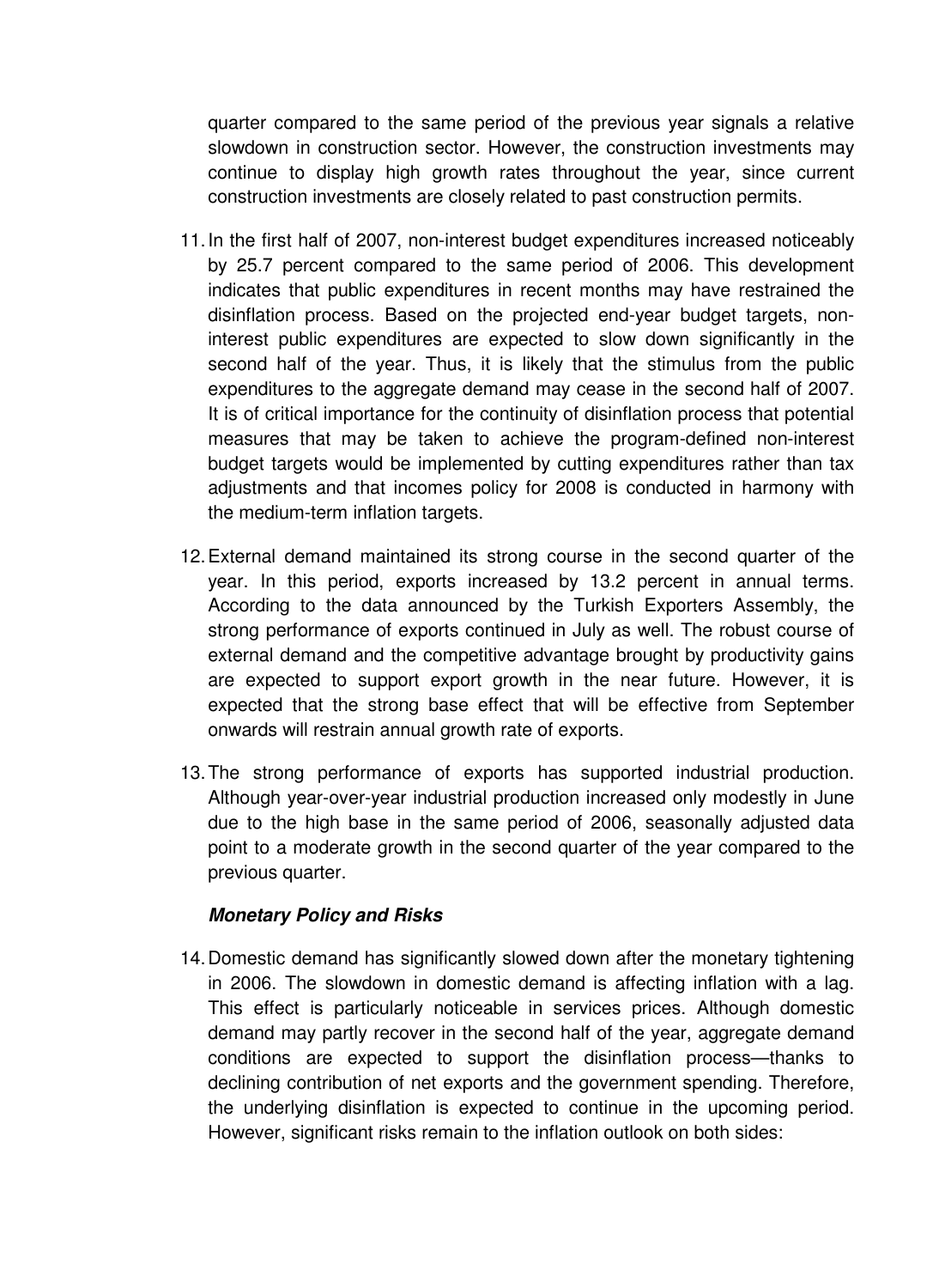quarter compared to the same period of the previous year signals a relative slowdown in construction sector. However, the construction investments may continue to display high growth rates throughout the year, since current construction investments are closely related to past construction permits.

11. In the first half of 2007, non-interest budget expenditures increased noticeably by 25.7 percent compared to the same period of 2006. This development indicates that public expenditures in recent months may have restrained the disinflation process. Based on the projected end-year budget targets, non-interest public expenditures are expected to slow down significantly in the second half of the year. Thus, it is likely that the stimulus from the public expenditures to the aggregate demand may cease in the second half of 2007. It is of critical importance for the continuity of disinflation process that potential measures that may be taken to achieve the program-defined non-interest budget targets would be implemented by cutting expenditures rather than tax adjustments and that incomes policy for 2008 is conducted in harmony with the medium-term inflation targets.

12. External demand maintained its strong course in the second quarter of the year. In this period, exports increased by 13.2 percent in annual terms. According to the data announced by the Turkish Exporters Assembly, the strong performance of exports continued in July as well. The robust course of external demand and the competitive advantage brought by productivity gains are expected to support export growth in the near future. However, it is expected that the strong base effect that will be effective from September onwards will restrain annual growth rate of exports.

13. The strong performance of exports has supported industrial production. Although year-over-year industrial production increased only modestly in June due to the high base in the same period of 2006, seasonally adjusted data point to a moderate growth in the second quarter of the year compared to the previous quarter.

***Monetary Policy and Risks***

14. Domestic demand has significantly slowed down after the monetary tightening in 2006. The slowdown in domestic demand is affecting inflation with a lag. This effect is particularly noticeable in services prices. Although domestic demand may partly recover in the second half of the year, aggregate demand conditions are expected to support the disinflation process—thanks to declining contribution of net exports and the government spending. Therefore, the underlying disinflation is expected to continue in the upcoming period. However, significant risks remain to the inflation outlook on both sides: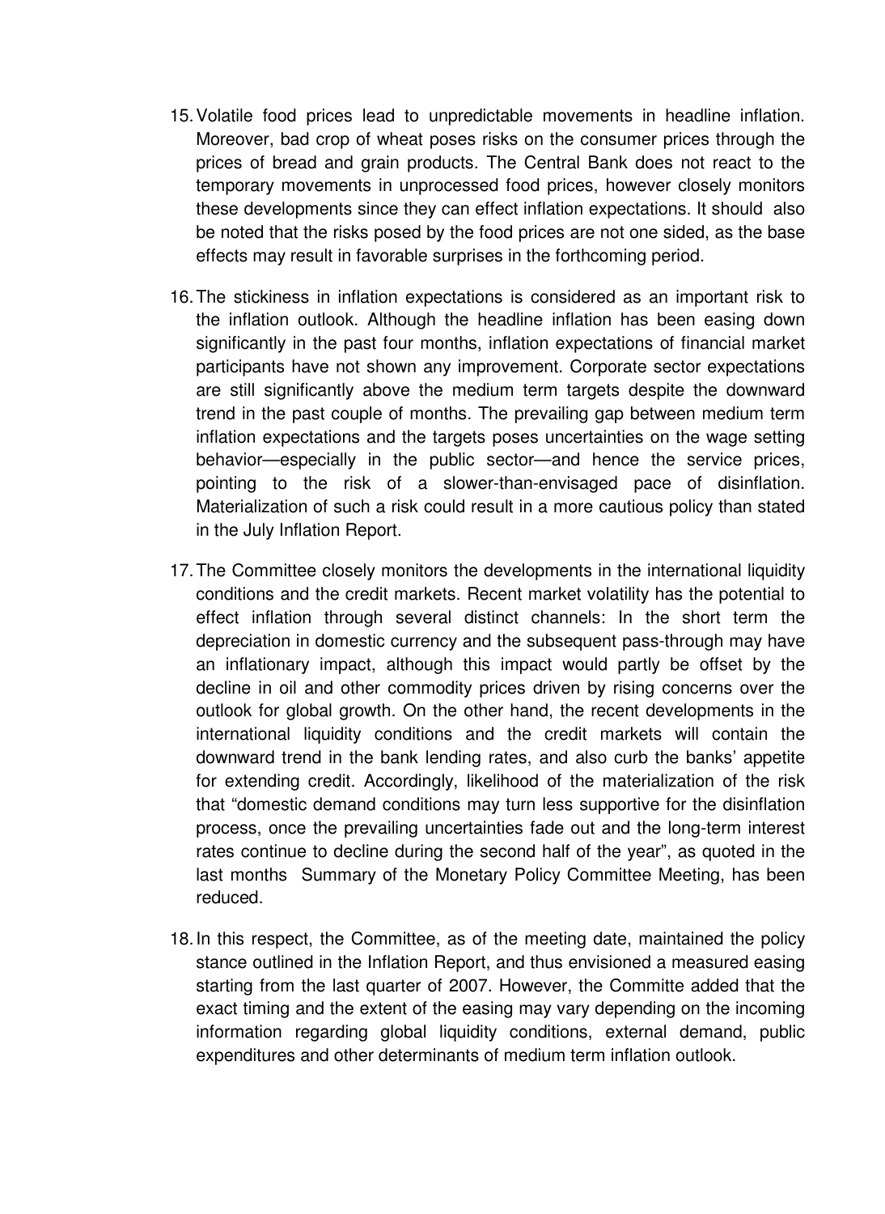15. Volatile food prices lead to unpredictable movements in headline inflation. Moreover, bad crop of wheat poses risks on the consumer prices through the prices of bread and grain products. The Central Bank does not react to the temporary movements in unprocessed food prices, however closely monitors these developments since they can effect inflation expectations. It should also be noted that the risks posed by the food prices are not one sided, as the base effects may result in favorable surprises in the forthcoming period.

16. The stickiness in inflation expectations is considered as an important risk to the inflation outlook. Although the headline inflation has been easing down significantly in the past four months, inflation expectations of financial market participants have not shown any improvement. Corporate sector expectations are still significantly above the medium term targets despite the downward trend in the past couple of months. The prevailing gap between medium term inflation expectations and the targets poses uncertainties on the wage setting behavior—especially in the public sector—and hence the service prices, pointing to the risk of a slower-than-envisaged pace of disinflation. Materialization of such a risk could result in a more cautious policy than stated in the July Inflation Report.

17. The Committee closely monitors the developments in the international liquidity conditions and the credit markets. Recent market volatility has the potential to effect inflation through several distinct channels: In the short term the depreciation in domestic currency and the subsequent pass-through may have an inflationary impact, although this impact would partly be offset by the decline in oil and other commodity prices driven by rising concerns over the outlook for global growth. On the other hand, the recent developments in the international liquidity conditions and the credit markets will contain the downward trend in the bank lending rates, and also curb the banks' appetite for extending credit. Accordingly, likelihood of the materialization of the risk that "domestic demand conditions may turn less supportive for the disinflation process, once the prevailing uncertainties fade out and the long-term interest rates continue to decline during the second half of the year", as quoted in the last months Summary of the Monetary Policy Committee Meeting, has been reduced.

18. In this respect, the Committee, as of the meeting date, maintained the policy stance outlined in the Inflation Report, and thus envisioned a measured easing starting from the last quarter of 2007. However, the Committe added that the exact timing and the extent of the easing may vary depending on the incoming information regarding global liquidity conditions, external demand, public expenditures and other determinants of medium term inflation outlook.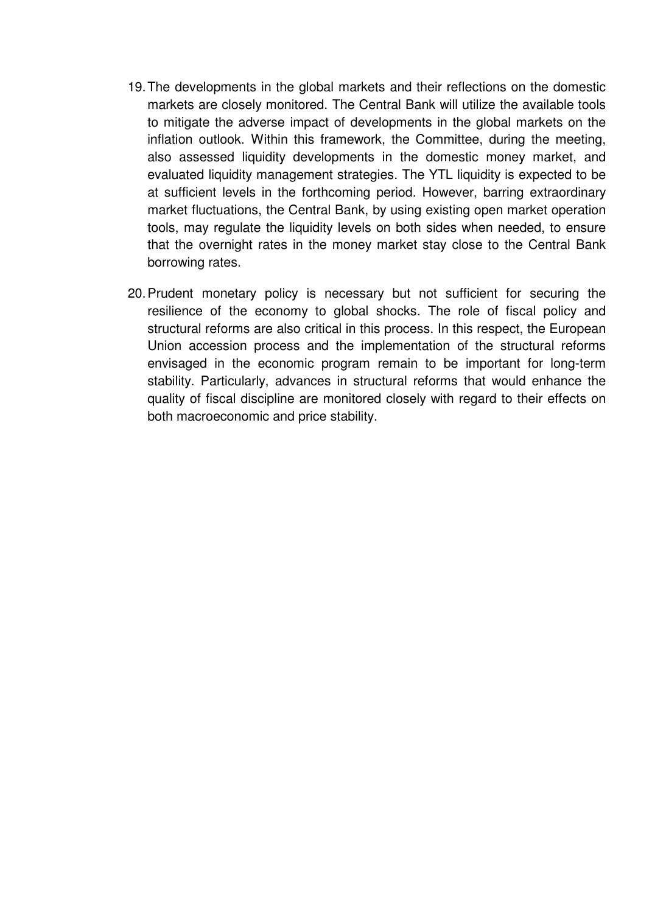19. The developments in the global markets and their reflections on the domestic markets are closely monitored. The Central Bank will utilize the available tools to mitigate the adverse impact of developments in the global markets on the inflation outlook. Within this framework, the Committee, during the meeting, also assessed liquidity developments in the domestic money market, and evaluated liquidity management strategies. The YTL liquidity is expected to be at sufficient levels in the forthcoming period. However, barring extraordinary market fluctuations, the Central Bank, by using existing open market operation tools, may regulate the liquidity levels on both sides when needed, to ensure that the overnight rates in the money market stay close to the Central Bank borrowing rates.

20. Prudent monetary policy is necessary but not sufficient for securing the resilience of the economy to global shocks. The role of fiscal policy and structural reforms are also critical in this process. In this respect, the European Union accession process and the implementation of the structural reforms envisaged in the economic program remain to be important for long-term stability. Particularly, advances in structural reforms that would enhance the quality of fiscal discipline are monitored closely with regard to their effects on both macroeconomic and price stability.